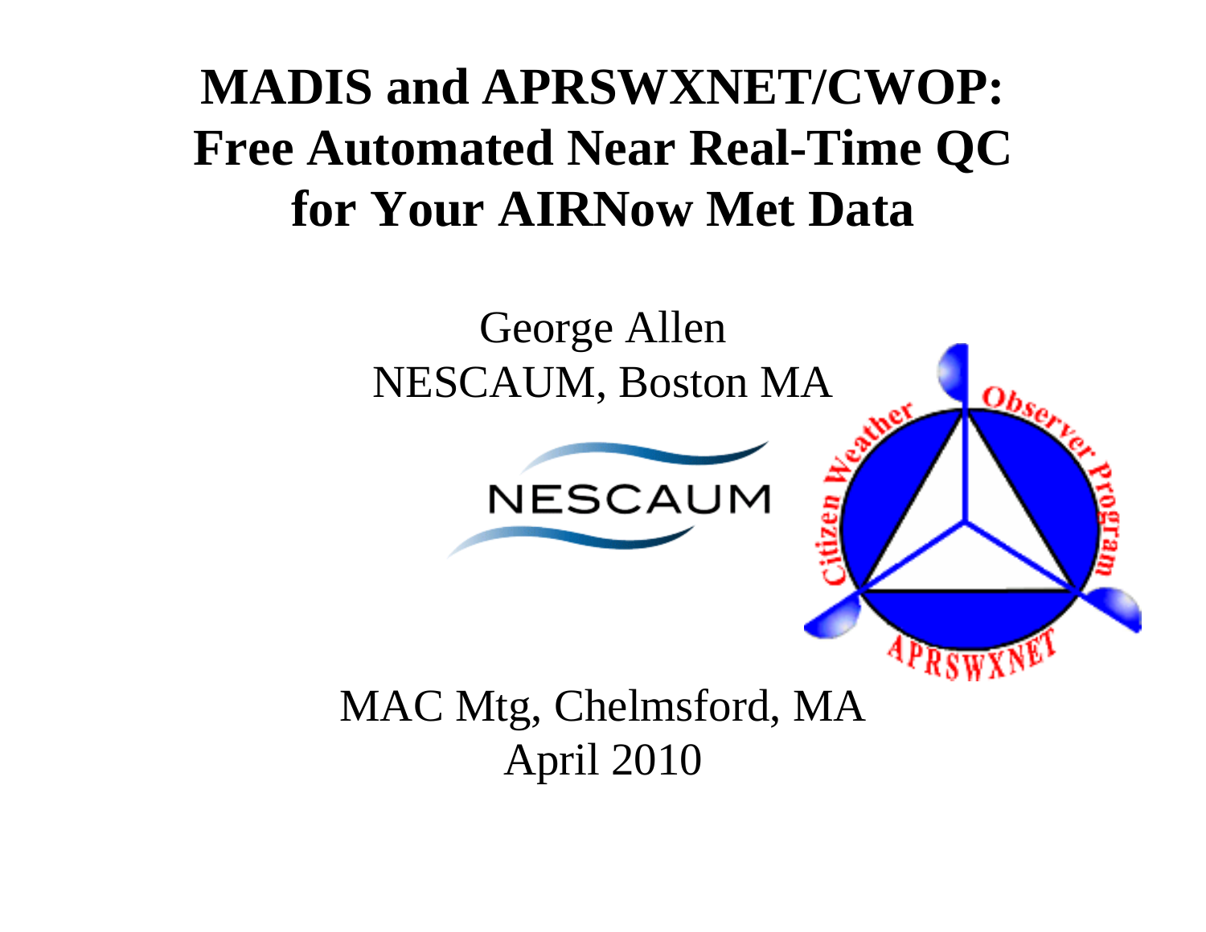# MADIS and APRSWXNET/CWOP: Free Automated Near Real-Time QC for Your AIRNow Met Data

George Allen
NESCAUM, Boston MA

MAC Mtg, Chelmsford, MA
April 2010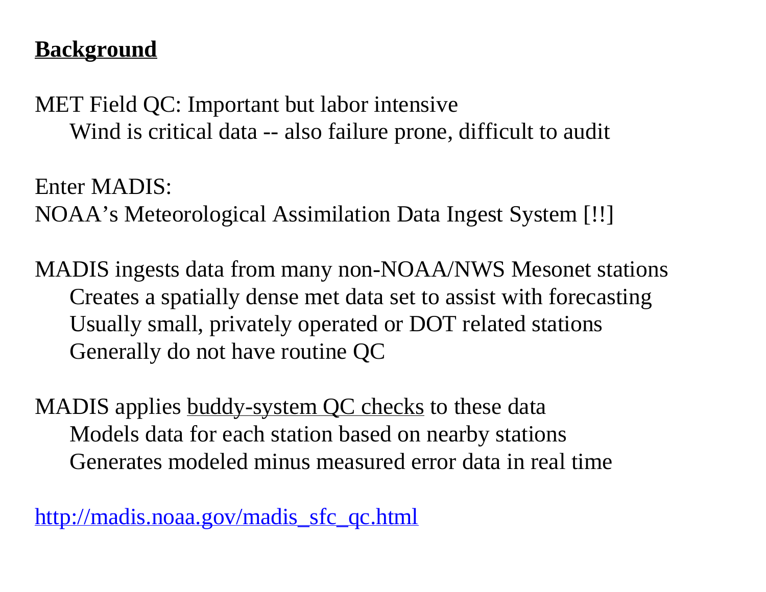## **Background**

MET Field QC: Important but labor intensive

- Wind is critical data -- also failure prone, difficult to audit

Enter MADIS:
NOAA's Meteorological Assimilation Data Ingest System [!!]

MADIS ingests data from many non-NOAA/NWS Mesonet stations

- Creates a spatially dense met data set to assist with forecasting
- Usually small, privately operated or DOT related stations
- Generally do not have routine QC

MADIS applies buddy-system QC checks to these data

- Models data for each station based on nearby stations
- Generates modeled minus measured error data in real time

[http://madis.noaa.gov/madis_sfc_qc.html](http://madis.noaa.gov/madis_sfc_qc.html)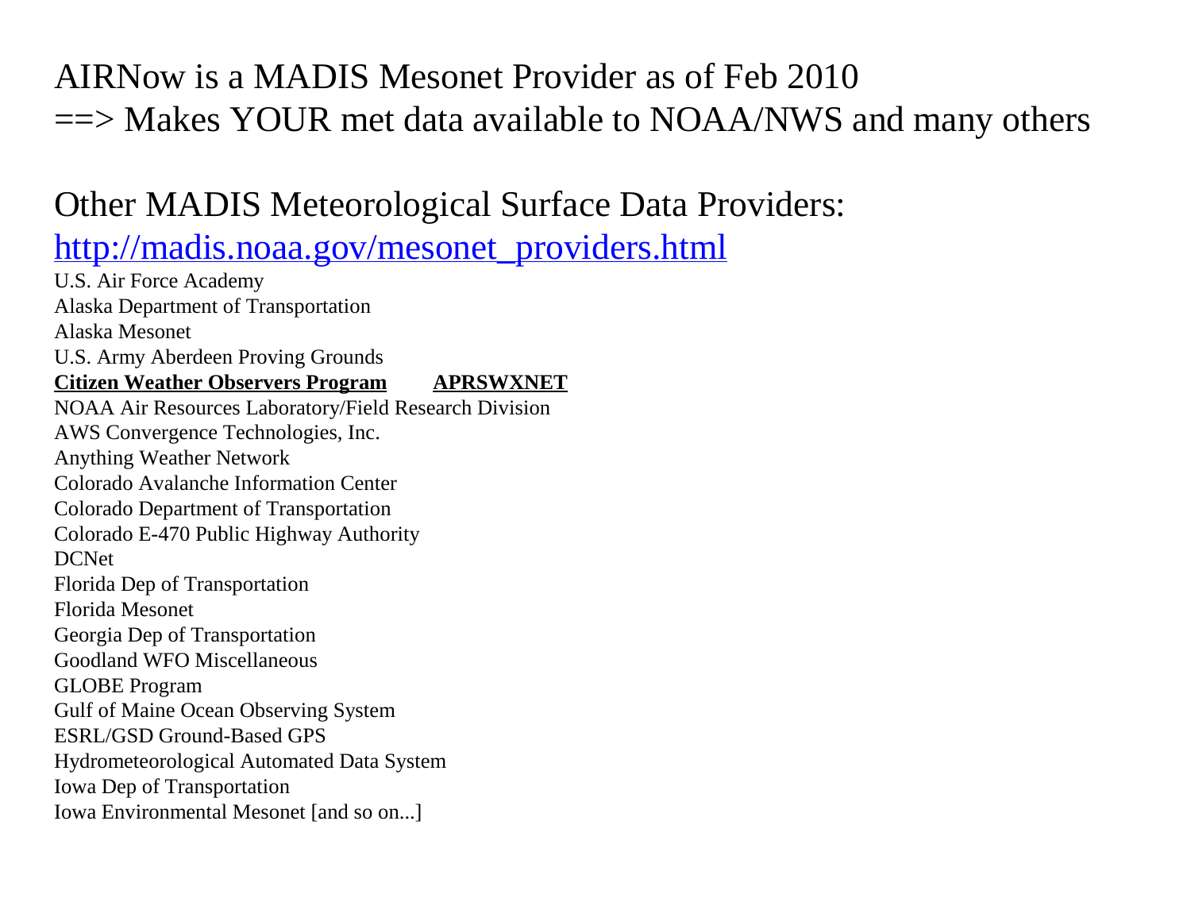# AIRNow is a MADIS Mesonet Provider as of Feb 2010
# ==> Makes YOUR met data available to NOAA/NWS and many others

## Other MADIS Meteorological Surface Data Providers:

## [http://madis.noaa.gov/mesonet_providers.html](http://madis.noaa.gov/mesonet_providers.html)

U.S. Air Force Academy
Alaska Department of Transportation
Alaska Mesonet
U.S. Army Aberdeen Proving Grounds
**Citizen Weather Observers Program** **APRSWXNET**
NOAA Air Resources Laboratory/Field Research Division
AWS Convergence Technologies, Inc.
Anything Weather Network
Colorado Avalanche Information Center
Colorado Department of Transportation
Colorado E-470 Public Highway Authority
DCNet
Florida Dep of Transportation
Florida Mesonet
Georgia Dep of Transportation
Goodland WFO Miscellaneous
GLOBE Program
Gulf of Maine Ocean Observing System
ESRL/GSD Ground-Based GPS
Hydrometeorological Automated Data System
Iowa Dep of Transportation
Iowa Environmental Mesonet [and so on...]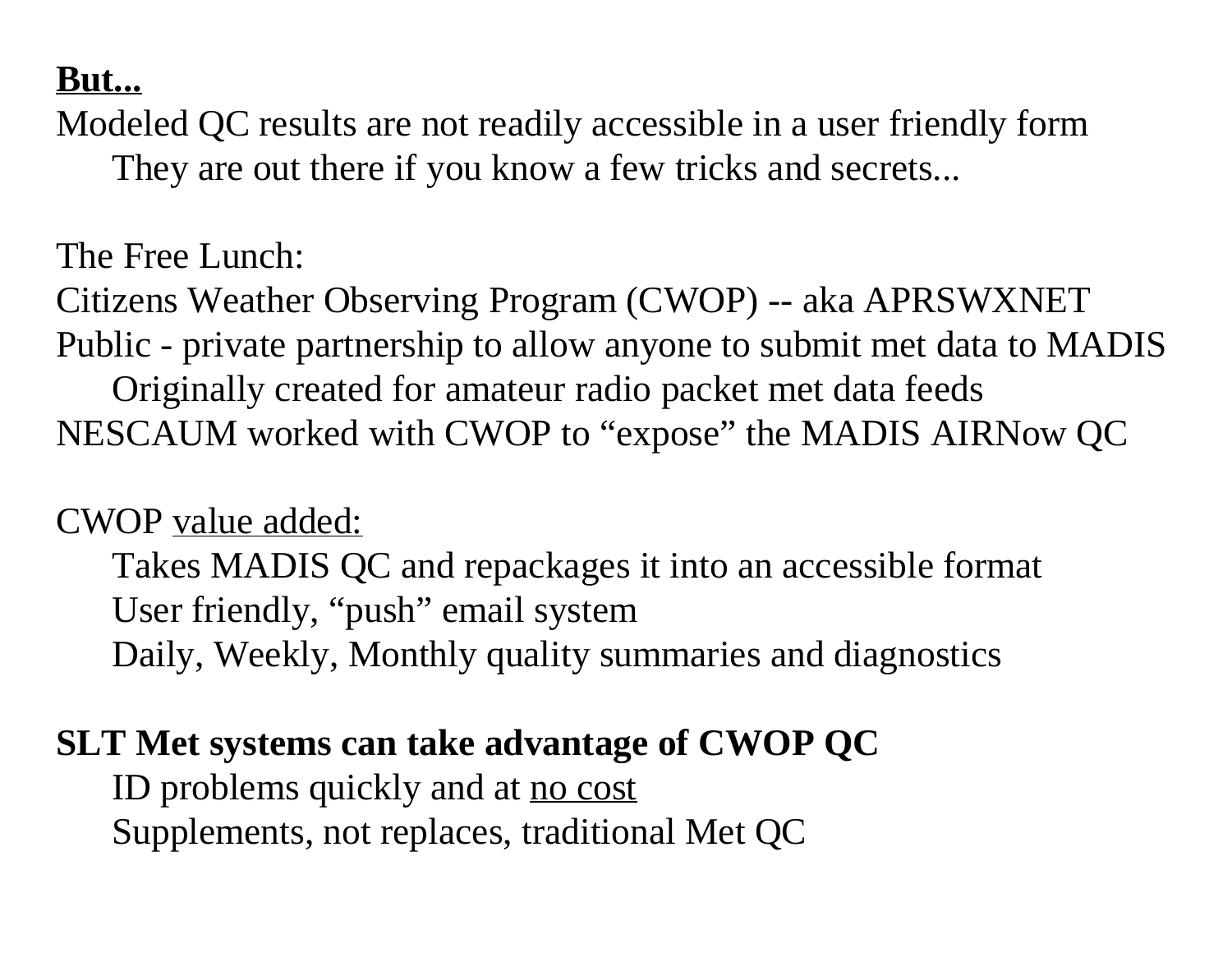**<u>But...</u>**

Modeled QC results are not readily accessible in a user friendly form

- They are out there if you know a few tricks and secrets...

The Free Lunch:

Citizens Weather Observing Program (CWOP) -- aka APRSWXNET

Public - private partnership to allow anyone to submit met data to MADIS

- Originally created for amateur radio packet met data feeds

NESCAUM worked with CWOP to “expose” the MADIS AIRNow QC

CWOP <u>value added:</u>

- Takes MADIS QC and repackages it into an accessible format
- User friendly, “push” email system
- Daily, Weekly, Monthly quality summaries and diagnostics

**SLT Met systems can take advantage of CWOP QC**

- ID problems quickly and at <u>no cost</u>
- Supplements, not replaces, traditional Met QC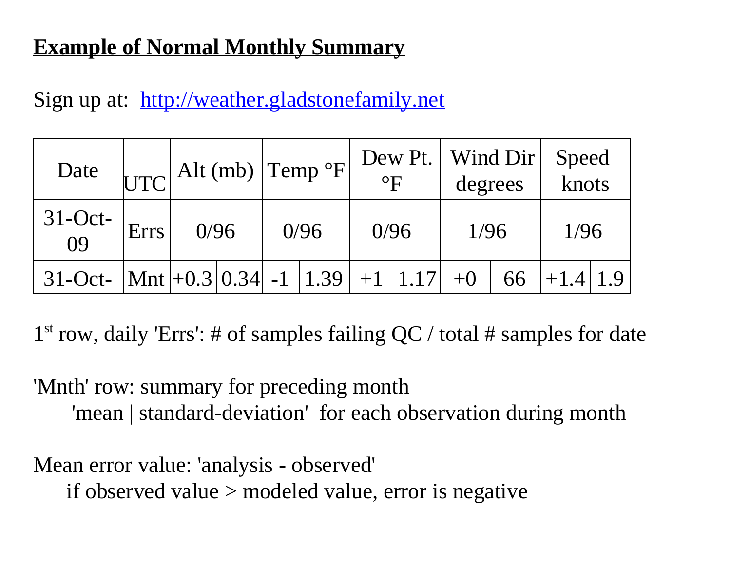# Example of Normal Monthly Summary

Sign up at: http://weather.gladstonefamily.net

| Date | UTC | Alt (mb) | | Temp °F | | Dew Pt. °F | | Wind Dir degrees | | Speed knots | |
|---|---|---|---|---|---|---|---|---|---|---|---|
| 31-Oct-09 | Errs | 0/96 | | 0/96 | | 0/96 | | 1/96 | | 1/96 | |
| 31-Oct- | Mnt | +0.3 | 0.34 | -1 | 1.39 | +1 | 1.17 | +0 | 66 | +1.4 | 1.9 |

1st row, daily 'Errs': # of samples failing QC / total # samples for date

'Mnth' row: summary for preceding month
    'mean | standard-deviation' for each observation during month

Mean error value: 'analysis - observed'
    if observed value > modeled value, error is negative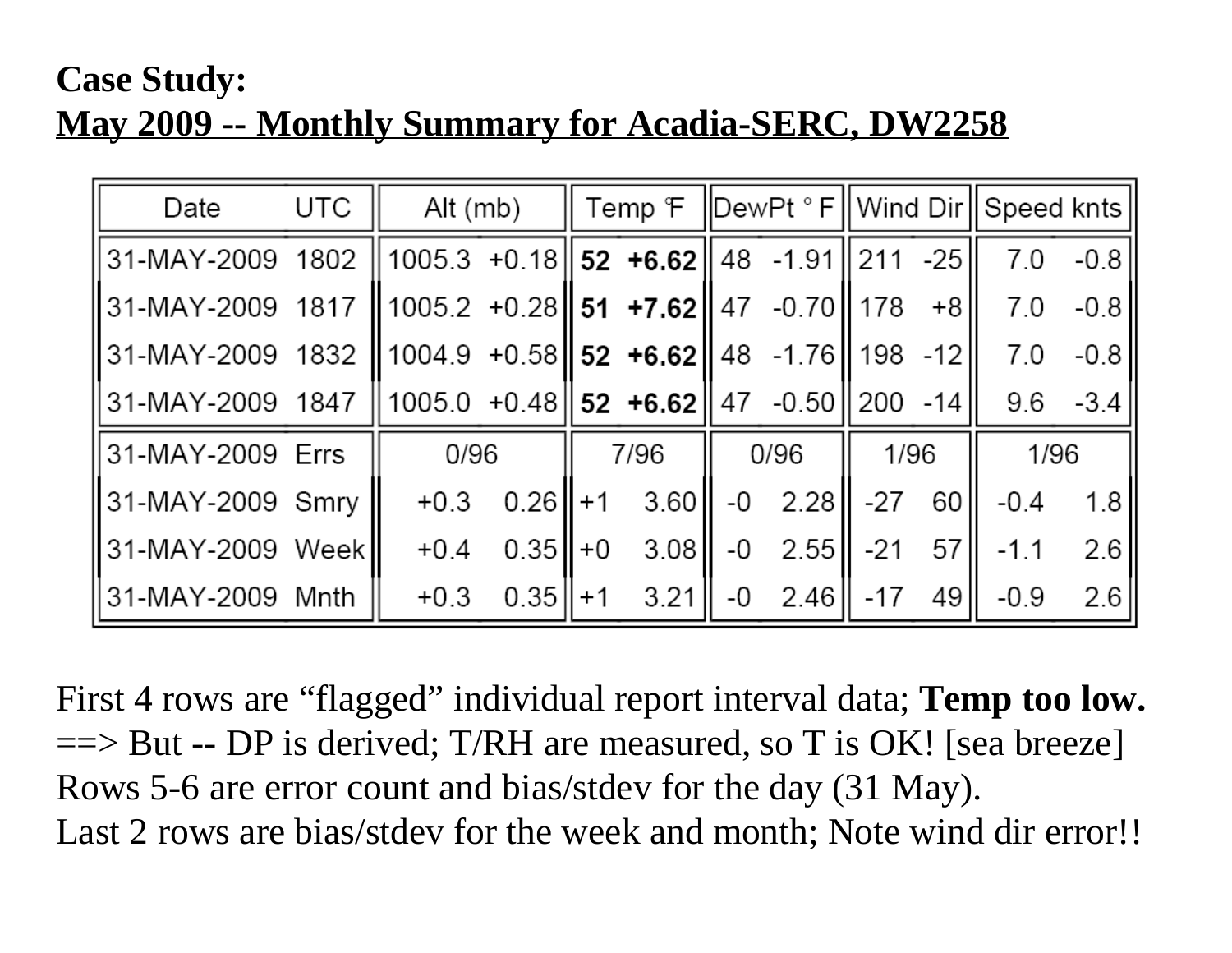**Case Study:**

**May 2009 -- Monthly Summary for Acadia-SERC, DW2258**

| Date | UTC | Alt (mb) | | Temp °F | | DewPt ° F | | Wind Dir | | Speed knts | |
|---|---|---|---|---|---|---|---|---|---|---|---|
| 31-MAY-2009 | 1802 | 1005.3 | +0.18 | **52** | **+6.62** | 48 | -1.91 | 211 | -25 | 7.0 | -0.8 |
| 31-MAY-2009 | 1817 | 1005.2 | +0.28 | **51** | **+7.62** | 47 | -0.70 | 178 | +8 | 7.0 | -0.8 |
| 31-MAY-2009 | 1832 | 1004.9 | +0.58 | **52** | **+6.62** | 48 | -1.76 | 198 | -12 | 7.0 | -0.8 |
| 31-MAY-2009 | 1847 | 1005.0 | +0.48 | **52** | **+6.62** | 47 | -0.50 | 200 | -14 | 9.6 | -3.4 |
| 31-MAY-2009 | Errs | 0/96 | | 7/96 | | 0/96 | | 1/96 | | 1/96 | |
| 31-MAY-2009 | Smry | +0.3 | 0.26 | +1 | 3.60 | -0 | 2.28 | -27 | 60 | -0.4 | 1.8 |
| 31-MAY-2009 | Week | +0.4 | 0.35 | +0 | 3.08 | -0 | 2.55 | -21 | 57 | -1.1 | 2.6 |
| 31-MAY-2009 | Mnth | +0.3 | 0.35 | +1 | 3.21 | -0 | 2.46 | -17 | 49 | -0.9 | 2.6 |

First 4 rows are "flagged" individual report interval data; **Temp too low.**
==> But -- DP is derived; T/RH are measured, so T is OK! [sea breeze]
Rows 5-6 are error count and bias/stdev for the day (31 May).
Last 2 rows are bias/stdev for the week and month; Note wind dir error!!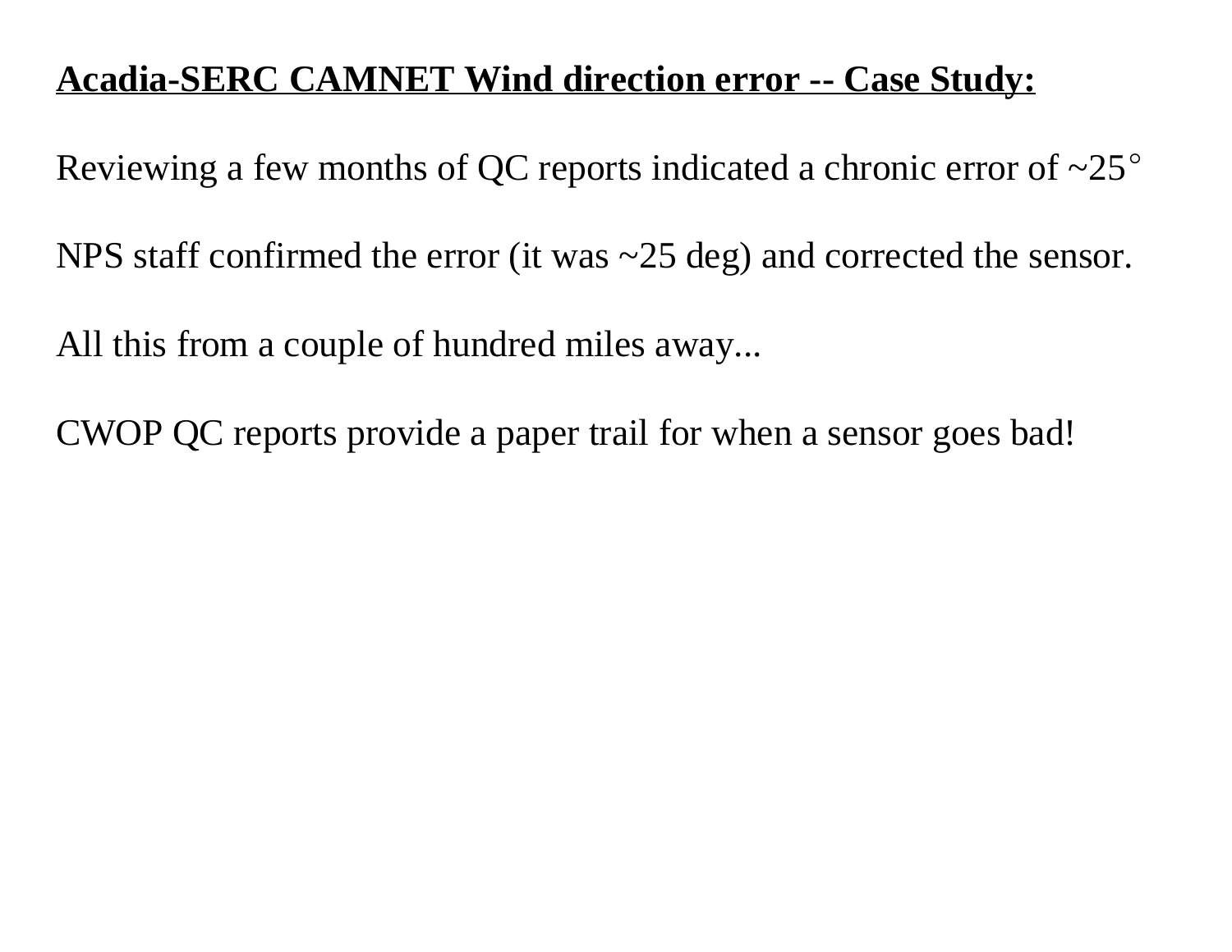**<u>Acadia-SERC CAMNET Wind direction error -- Case Study:</u>**

Reviewing a few months of QC reports indicated a chronic error of ~25°

NPS staff confirmed the error (it was ~25 deg) and corrected the sensor.

All this from a couple of hundred miles away...

CWOP QC reports provide a paper trail for when a sensor goes bad!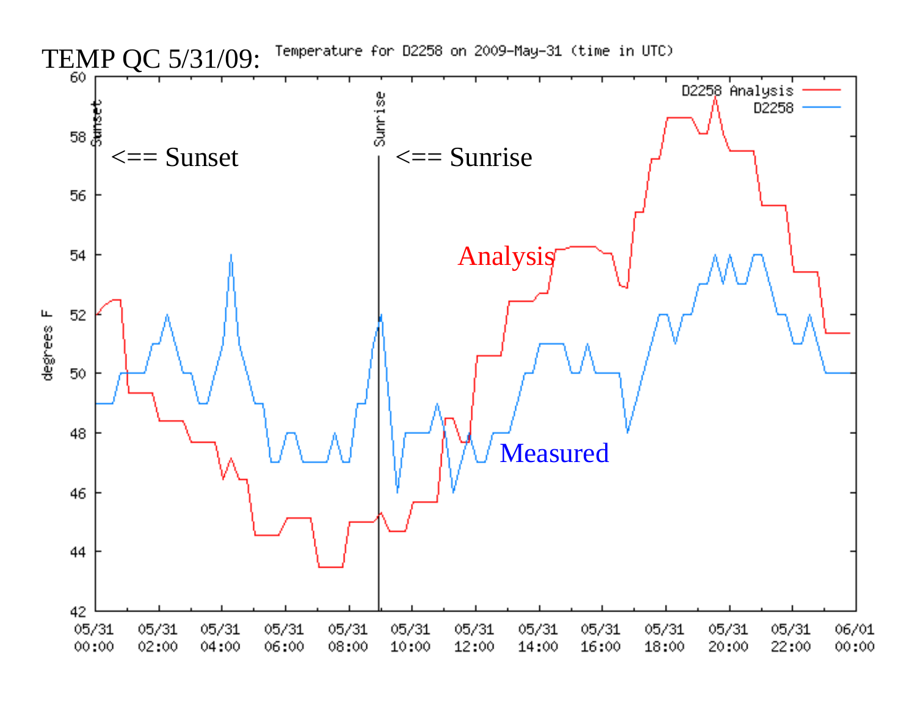# TEMP QC 5/31/09: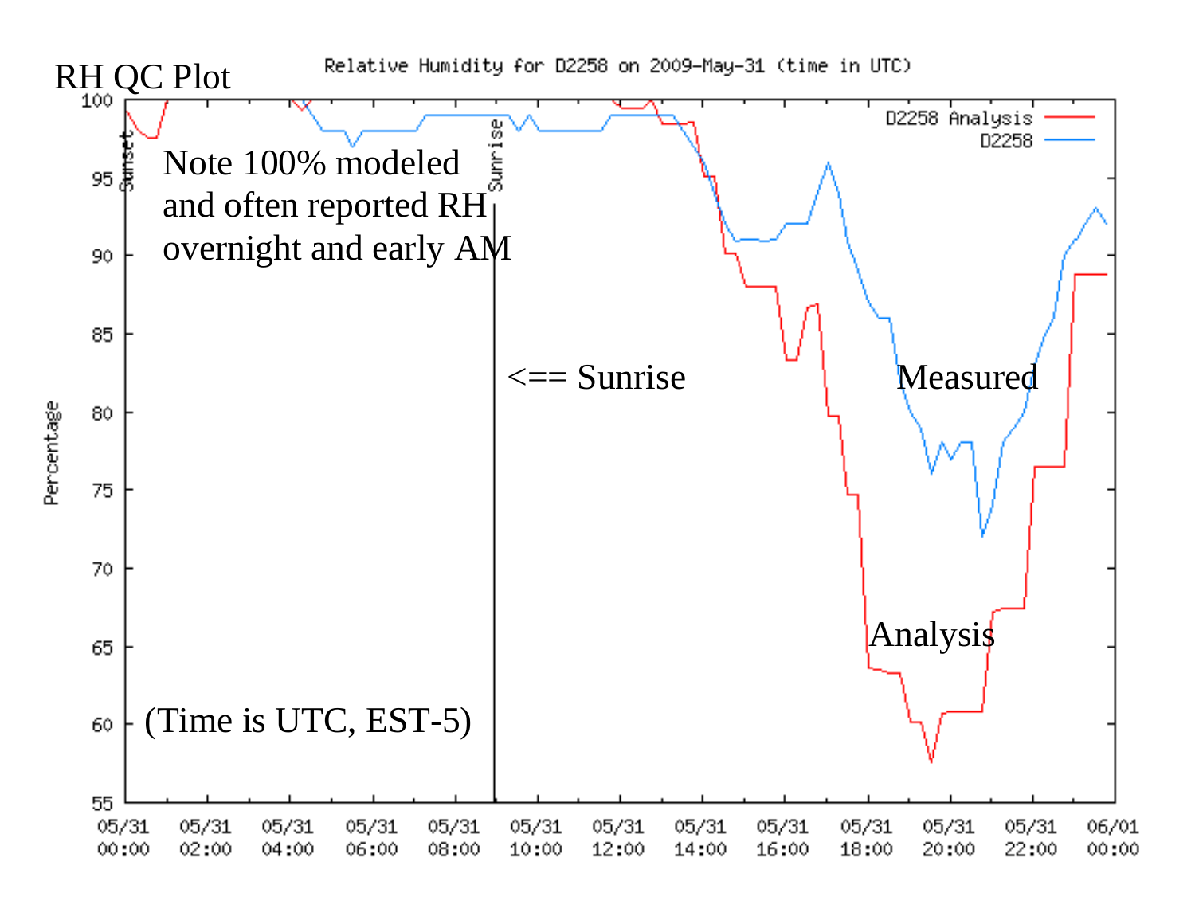RH QC Plot

Relative Humidity for D2258 on 2009-May-31 (time in UTC)

Note 100% modeled and often reported RH overnight and early AM

<== Sunrise

Measured

Analysis

(Time is UTC, EST-5)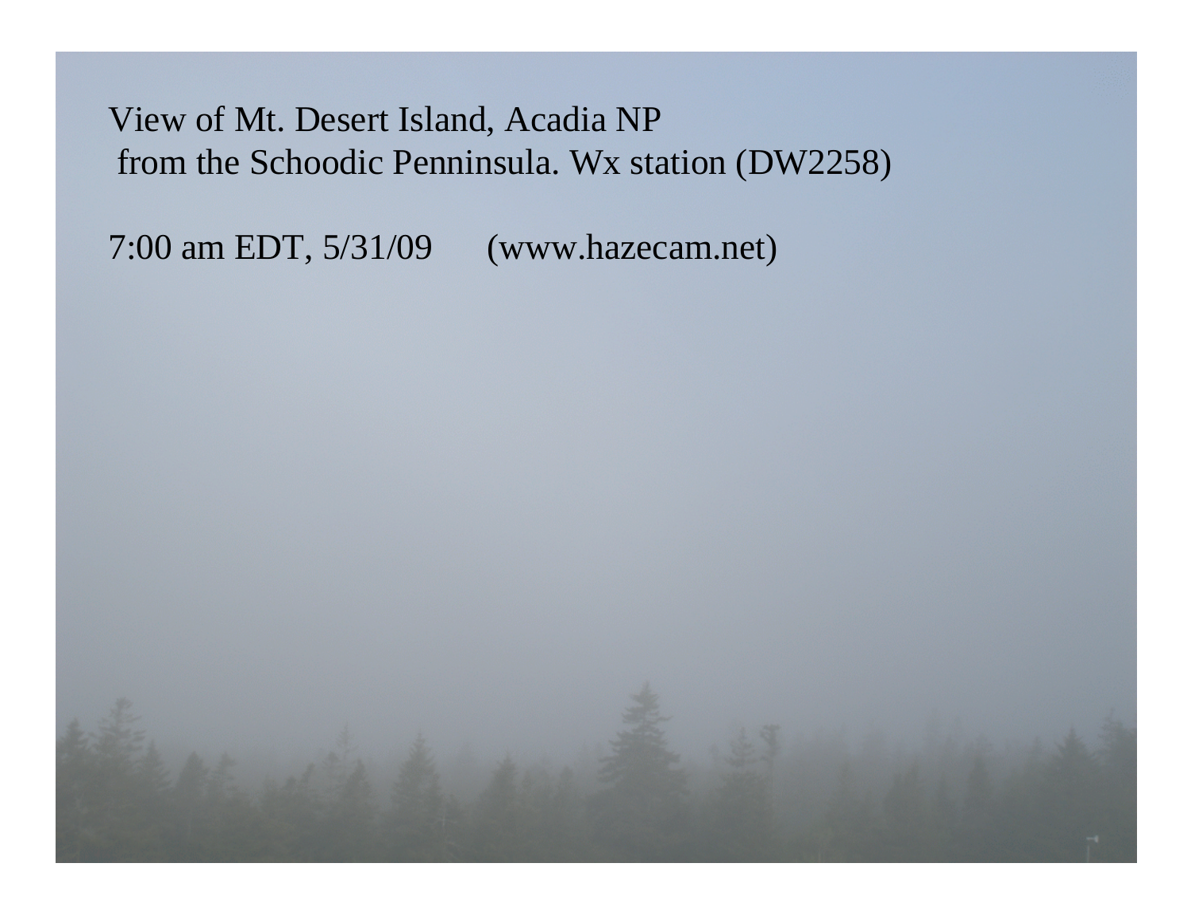View of Mt. Desert Island, Acadia NP
from the Schoodic Penninsula. Wx station (DW2258)

7:00 am EDT, 5/31/09 (www.hazecam.net)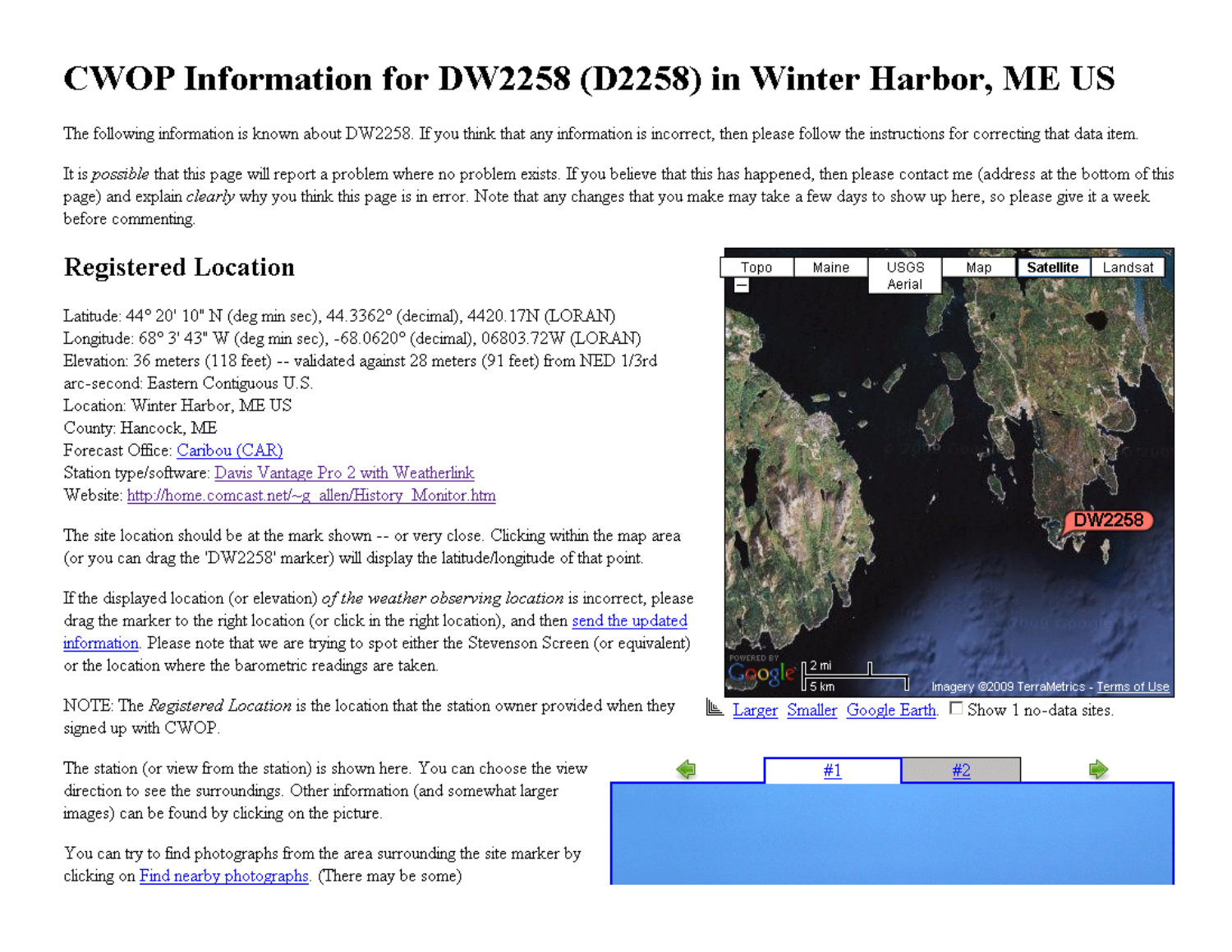# CWOP Information for DW2258 (D2258) in Winter Harbor, ME US

The following information is known about DW2258. If you think that any information is incorrect, then please follow the instructions for correcting that data item.

It is *possible* that this page will report a problem where no problem exists. If you believe that this has happened, then please contact me (address at the bottom of this page) and explain *clearly* why you think this page is in error. Note that any changes that you make may take a few days to show up here, so please give it a week before commenting.

## Registered Location

Latitude: 44° 20' 10" N (deg min sec), 44.3362° (decimal), 4420.17N (LORAN)
Longitude: 68° 3' 43" W (deg min sec), -68.0620° (decimal), 06803.72W (LORAN)
Elevation: 36 meters (118 feet) -- validated against 28 meters (91 feet) from NED 1/3rd arc-second: Eastern Contiguous U.S.
Location: Winter Harbor, ME US
County: Hancock, ME
Forecast Office: Caribou (CAR)
Station type/software: Davis Vantage Pro 2 with Weatherlink
Website: http://home.comcast.net/~g_allen/History_Monitor.htm

The site location should be at the mark shown -- or very close. Clicking within the map area (or you can drag the 'DW2258' marker) will display the latitude/longitude of that point.

If the displayed location (or elevation) *of the weather observing location* is incorrect, please drag the marker to the right location (or click in the right location), and then send the updated information. Please note that we are trying to spot either the Stevenson Screen (or equivalent) or the location where the barometric readings are taken.

NOTE: The *Registered Location* is the location that the station owner provided when they signed up with CWOP.

The station (or view from the station) is shown here. You can choose the view direction to see the surroundings. Other information (and somewhat larger images) can be found by clicking on the picture.

You can try to find photographs from the area surrounding the site marker by clicking on Find nearby photographs. (There may be some)

Topo | Maine | USGS Aerial | Map | Satellite | Landsat

DW2258

2 mi
5 km

Imagery ©2009 TerraMetrics - Terms of Use

Larger Smaller Google Earth ☐ Show 1 no-data sites.

#1 #2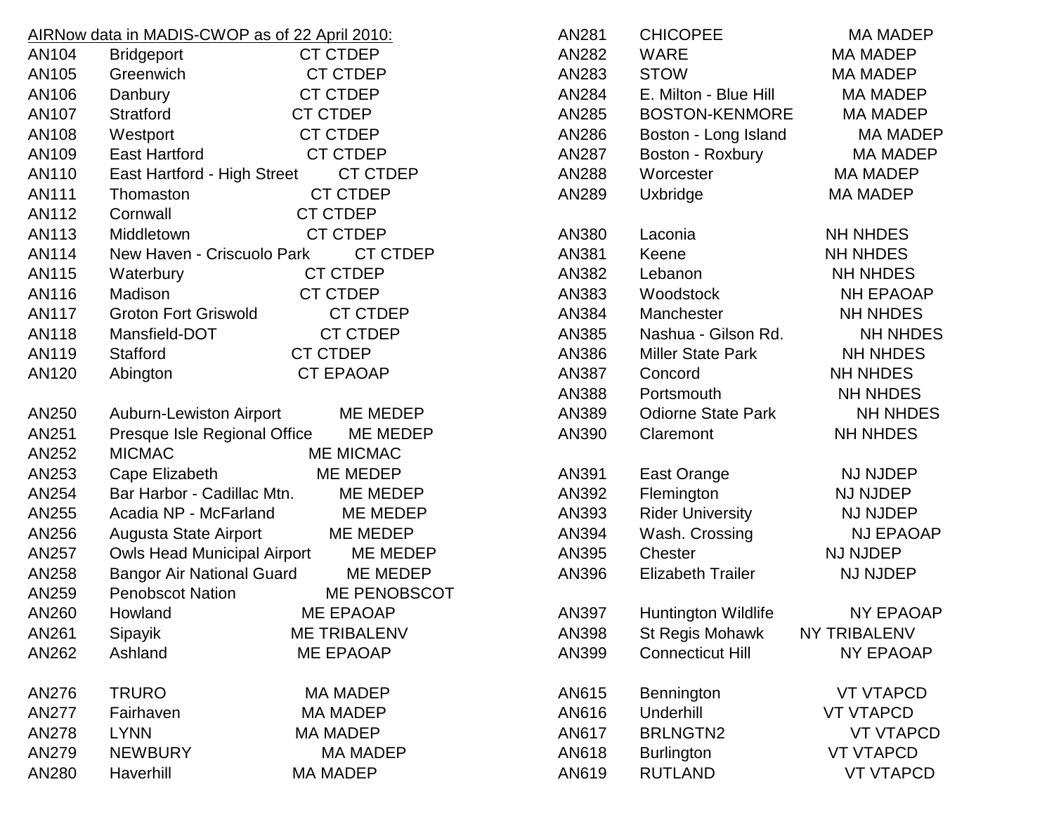AIRNow data in MADIS-CWOP as of 22 April 2010:

| ID | Site | State | Agency |
|---|---|---|---|
| AN104 | Bridgeport | CT | CTDEP |
| AN105 | Greenwich | CT | CTDEP |
| AN106 | Danbury | CT | CTDEP |
| AN107 | Stratford | CT | CTDEP |
| AN108 | Westport | CT | CTDEP |
| AN109 | East Hartford | CT | CTDEP |
| AN110 | East Hartford - High Street | CT | CTDEP |
| AN111 | Thomaston | CT | CTDEP |
| AN112 | Cornwall | CT | CTDEP |
| AN113 | Middletown | CT | CTDEP |
| AN114 | New Haven - Criscuolo Park | CT | CTDEP |
| AN115 | Waterbury | CT | CTDEP |
| AN116 | Madison | CT | CTDEP |
| AN117 | Groton Fort Griswold | CT | CTDEP |
| AN118 | Mansfield-DOT | CT | CTDEP |
| AN119 | Stafford | CT | CTDEP |
| AN120 | Abington | CT | EPAOAP |
| AN250 | Auburn-Lewiston Airport | ME | MEDEP |
| AN251 | Presque Isle Regional Office | ME | MEDEP |
| AN252 | MICMAC | ME | MICMAC |
| AN253 | Cape Elizabeth | ME | MEDEP |
| AN254 | Bar Harbor - Cadillac Mtn. | ME | MEDEP |
| AN255 | Acadia NP - McFarland | ME | MEDEP |
| AN256 | Augusta State Airport | ME | MEDEP |
| AN257 | Owls Head Municipal Airport | ME | MEDEP |
| AN258 | Bangor Air National Guard | ME | MEDEP |
| AN259 | Penobscot Nation | ME | PENOBSCOT |
| AN260 | Howland | ME | EPAOAP |
| AN261 | Sipayik | ME | TRIBALENV |
| AN262 | Ashland | ME | EPAOAP |
| AN276 | TRURO | MA | MADEP |
| AN277 | Fairhaven | MA | MADEP |
| AN278 | LYNN | MA | MADEP |
| AN279 | NEWBURY | MA | MADEP |
| AN280 | Haverhill | MA | MADEP |
| AN281 | CHICOPEE | MA | MADEP |
| AN282 | WARE | MA | MADEP |
| AN283 | STOW | MA | MADEP |
| AN284 | E. Milton - Blue Hill | MA | MADEP |
| AN285 | BOSTON-KENMORE | MA | MADEP |
| AN286 | Boston - Long Island | MA | MADEP |
| AN287 | Boston - Roxbury | MA | MADEP |
| AN288 | Worcester | MA | MADEP |
| AN289 | Uxbridge | MA | MADEP |
| AN380 | Laconia | NH | NHDES |
| AN381 | Keene | NH | NHDES |
| AN382 | Lebanon | NH | NHDES |
| AN383 | Woodstock | NH | EPAOAP |
| AN384 | Manchester | NH | NHDES |
| AN385 | Nashua - Gilson Rd. | NH | NHDES |
| AN386 | Miller State Park | NH | NHDES |
| AN387 | Concord | NH | NHDES |
| AN388 | Portsmouth | NH | NHDES |
| AN389 | Odiorne State Park | NH | NHDES |
| AN390 | Claremont | NH | NHDES |
| AN391 | East Orange | NJ | NJDEP |
| AN392 | Flemington | NJ | NJDEP |
| AN393 | Rider University | NJ | NJDEP |
| AN394 | Wash. Crossing | NJ | EPAOAP |
| AN395 | Chester | NJ | NJDEP |
| AN396 | Elizabeth Trailer | NJ | NJDEP |
| AN397 | Huntington Wildlife | NY | EPAOAP |
| AN398 | St Regis Mohawk | NY | TRIBALENV |
| AN399 | Connecticut Hill | NY | EPAOAP |
| AN615 | Bennington | VT | VTAPCD |
| AN616 | Underhill | VT | VTAPCD |
| AN617 | BRLNGTN2 | VT | VTAPCD |
| AN618 | Burlington | VT | VTAPCD |
| AN619 | RUTLAND | VT | VTAPCD |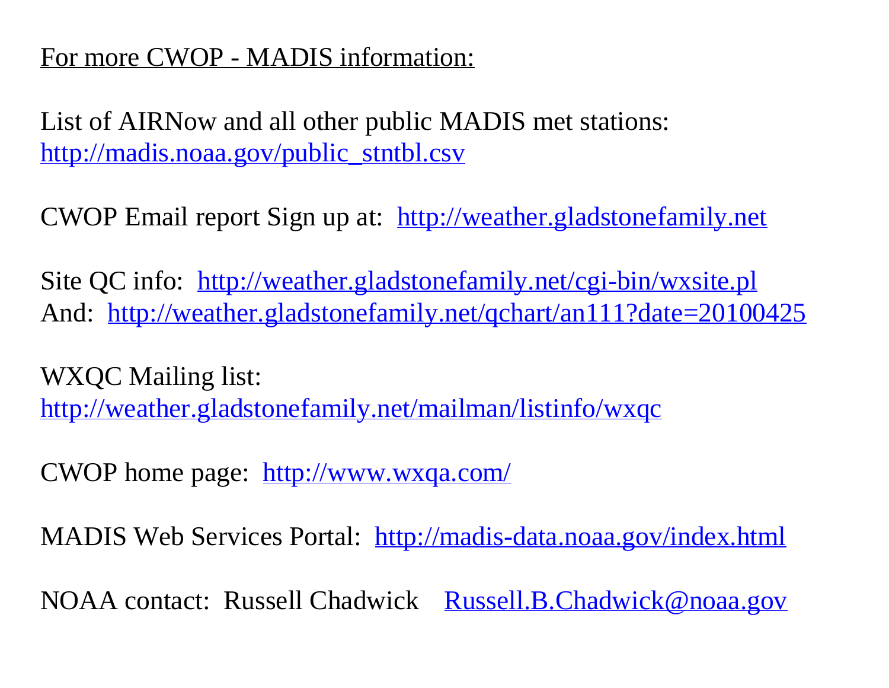For more CWOP - MADIS information:

List of AIRNow and all other public MADIS met stations:
http://madis.noaa.gov/public_stntbl.csv

CWOP Email report Sign up at: http://weather.gladstonefamily.net

Site QC info: http://weather.gladstonefamily.net/cgi-bin/wxsite.pl
And: http://weather.gladstonefamily.net/qchart/an111?date=20100425

WXQC Mailing list:
http://weather.gladstonefamily.net/mailman/listinfo/wxqc

CWOP home page: http://www.wxqa.com/

MADIS Web Services Portal: http://madis-data.noaa.gov/index.html

NOAA contact: Russell Chadwick Russell.B.Chadwick@noaa.gov